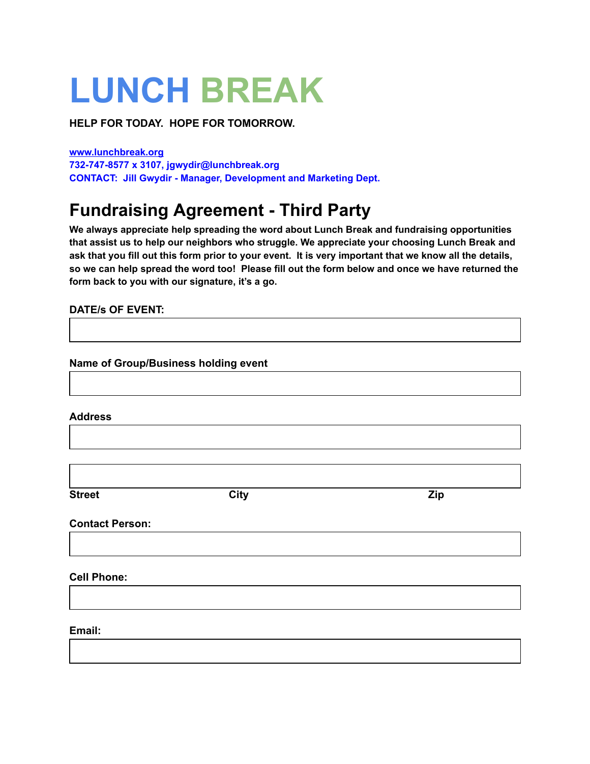# LUNCH BREAK

**HELP FOR TODAY. HOPE FOR TOMORROW.**

**www.lunchbreak.org**
**732-747-8577 x 3107, jgwydir@lunchbreak.org**
**CONTACT: Jill Gwydir - Manager, Development and Marketing Dept.**

## Fundraising Agreement - Third Party

**We always appreciate help spreading the word about Lunch Break and fundraising opportunities that assist us to help our neighbors who struggle. We appreciate your choosing Lunch Break and ask that you fill out this form prior to your event. It is very important that we know all the details, so we can help spread the word too! Please fill out the form below and once we have returned the form back to you with our signature, it's a go.**

**DATE/s OF EVENT:**

**Name of Group/Business holding event**

**Address**

**Street** **City** **Zip**

**Contact Person:**

**Cell Phone:**

**Email:**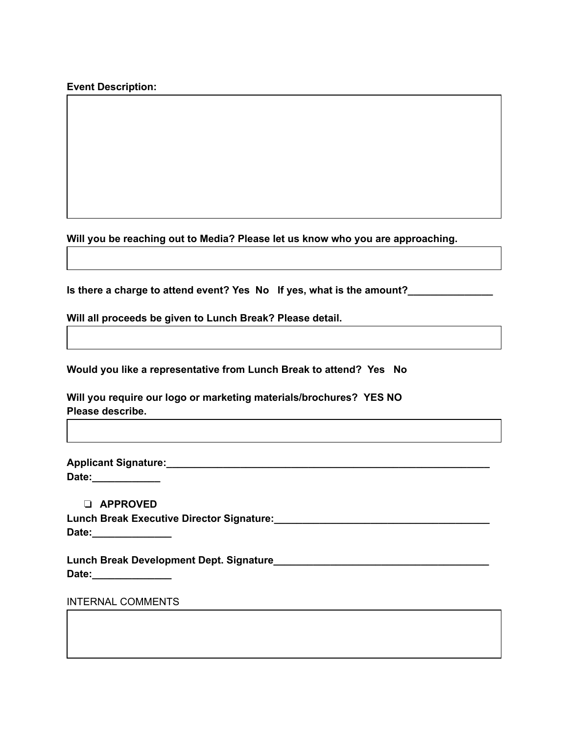**Event Description:**

**Will you be reaching out to Media? Please let us know who you are approaching.**

**Is there a charge to attend event? Yes No If yes, what is the amount?_______________**

**Will all proceeds be given to Lunch Break? Please detail.**

**Would you like a representative from Lunch Break to attend? Yes No**

**Will you require our logo or marketing materials/brochures? YES NO**
**Please describe.**

**Applicant Signature:____________________________________________________________**
**Date:____________**

- ❏ **APPROVED**

**Lunch Break Executive Director Signature:_______________________________________**
**Date:______________**

**Lunch Break Development Dept. Signature_______________________________________**
**Date:______________**

INTERNAL COMMENTS